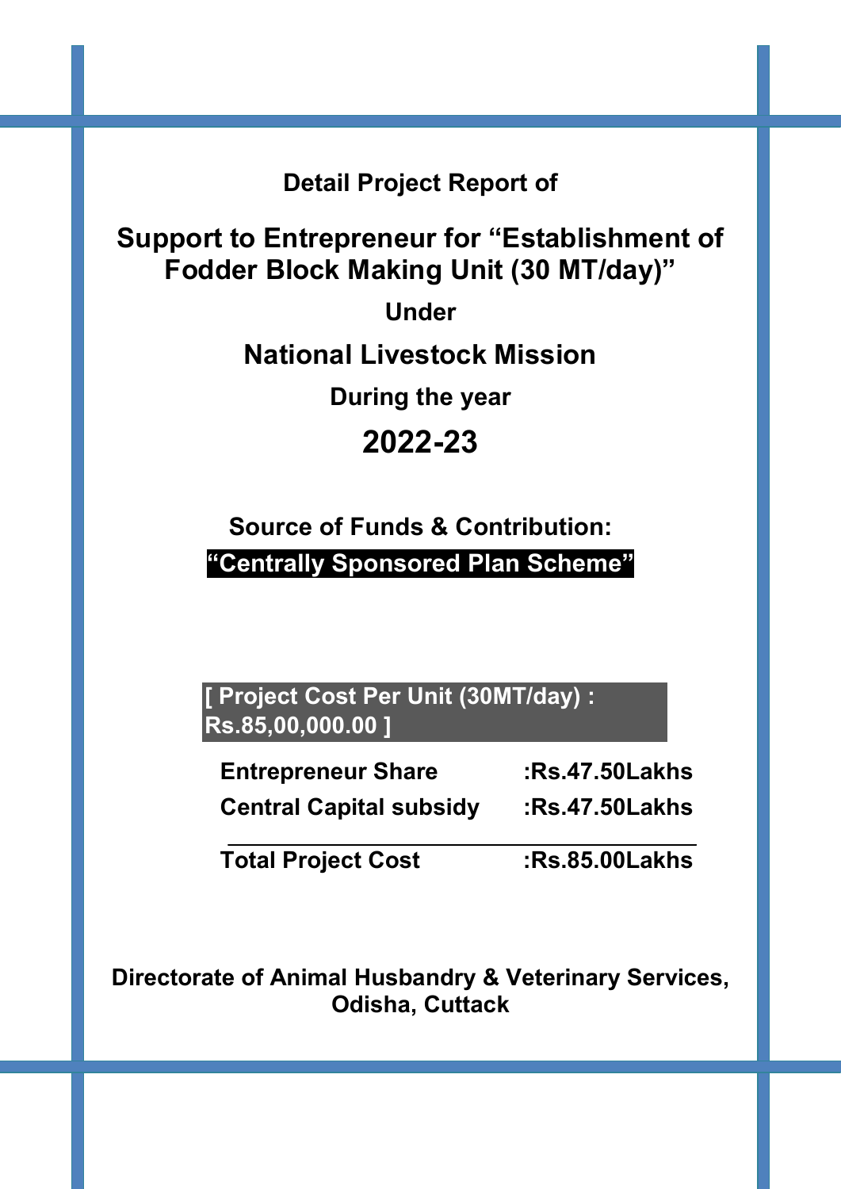**Detail Project Report of**

# Support to Entrepreneur for "Establishment of Fodder Block Making Unit (30 MT/day)"

**Under**

## National Livestock Mission

**During the year**

## 2022-23

**Source of Funds & Contribution:**

**"Centrally Sponsored Plan Scheme"**

**[ Project Cost Per Unit (30MT/day) : Rs.85,00,000.00 ]**

| | |
|---|---|
| **Entrepreneur Share** | **:Rs.47.50Lakhs** |
| **Central Capital subsidy** | **:Rs.47.50Lakhs** |
| **Total Project Cost** | **:Rs.85.00Lakhs** |

**Directorate of Animal Husbandry & Veterinary Services, Odisha, Cuttack**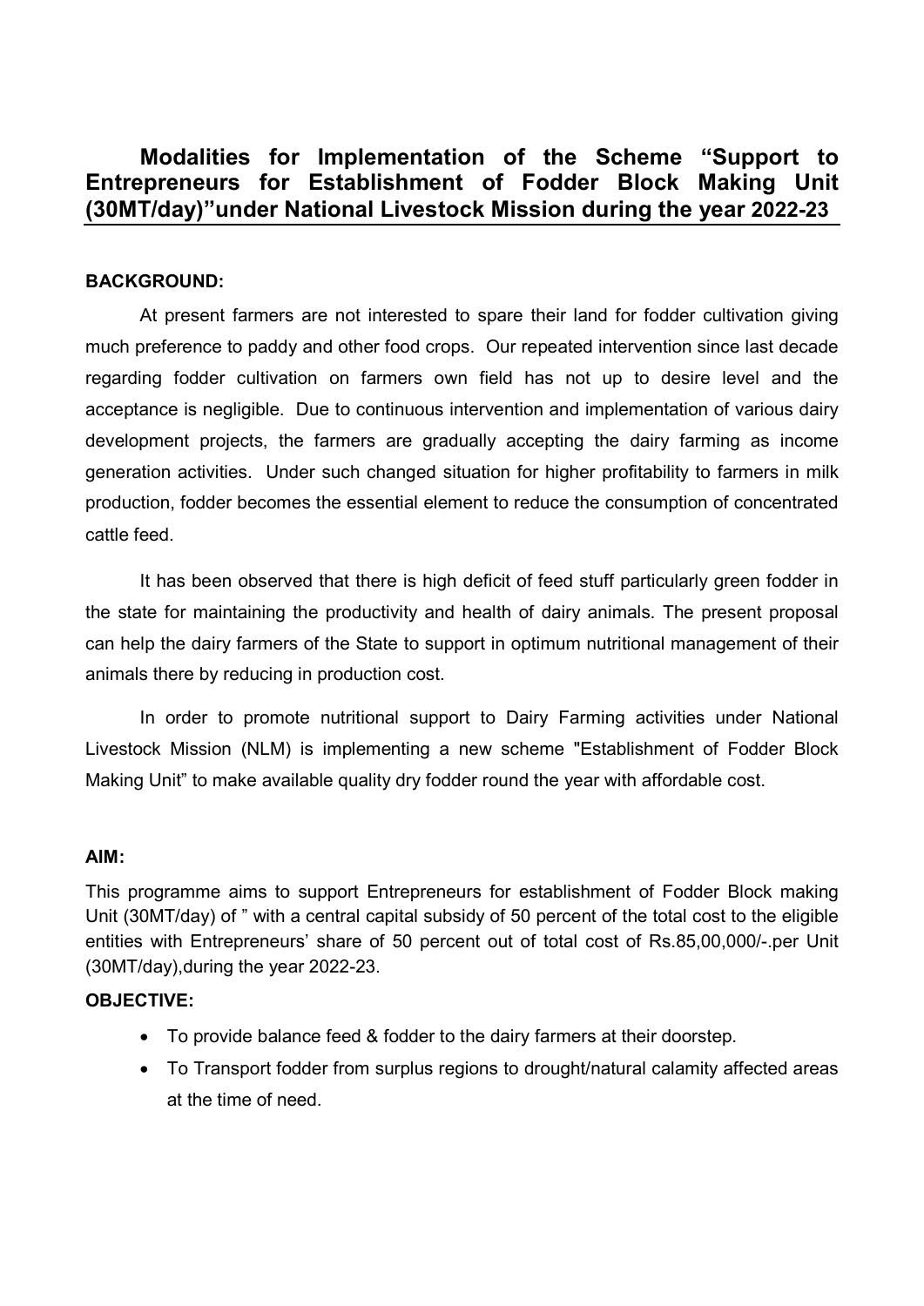## Modalities for Implementation of the Scheme "Support to Entrepreneurs for Establishment of Fodder Block Making Unit (30MT/day)"under National Livestock Mission during the year 2022-23

### BACKGROUND:

At present farmers are not interested to spare their land for fodder cultivation giving much preference to paddy and other food crops. Our repeated intervention since last decade regarding fodder cultivation on farmers own field has not up to desire level and the acceptance is negligible. Due to continuous intervention and implementation of various dairy development projects, the farmers are gradually accepting the dairy farming as income generation activities. Under such changed situation for higher profitability to farmers in milk production, fodder becomes the essential element to reduce the consumption of concentrated cattle feed.

It has been observed that there is high deficit of feed stuff particularly green fodder in the state for maintaining the productivity and health of dairy animals. The present proposal can help the dairy farmers of the State to support in optimum nutritional management of their animals there by reducing in production cost.

In order to promote nutritional support to Dairy Farming activities under National Livestock Mission (NLM) is implementing a new scheme "Establishment of Fodder Block Making Unit" to make available quality dry fodder round the year with affordable cost.

### AIM:

This programme aims to support Entrepreneurs for establishment of Fodder Block making Unit (30MT/day) of " with a central capital subsidy of 50 percent of the total cost to the eligible entities with Entrepreneurs' share of 50 percent out of total cost of Rs.85,00,000/-.per Unit (30MT/day),during the year 2022-23.

### OBJECTIVE:

- To provide balance feed & fodder to the dairy farmers at their doorstep.
- To Transport fodder from surplus regions to drought/natural calamity affected areas at the time of need.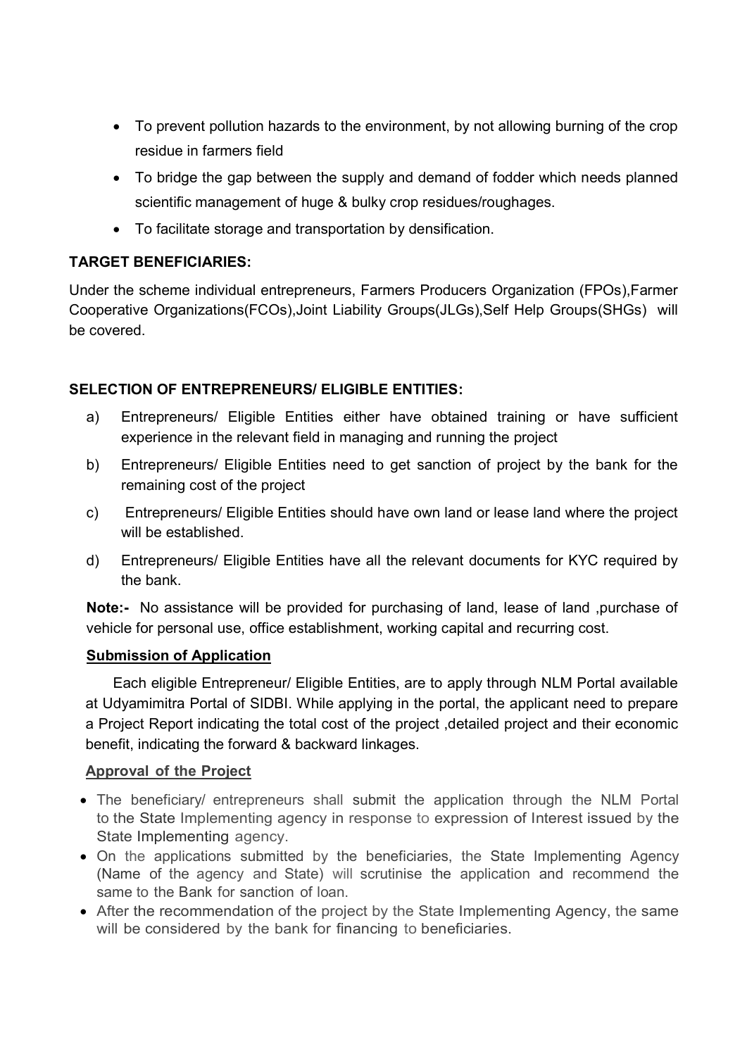- To prevent pollution hazards to the environment, by not allowing burning of the crop residue in farmers field
- To bridge the gap between the supply and demand of fodder which needs planned scientific management of huge & bulky crop residues/roughages.
- To facilitate storage and transportation by densification.

**TARGET BENEFICIARIES:**

Under the scheme individual entrepreneurs, Farmers Producers Organization (FPOs),Farmer Cooperative Organizations(FCOs),Joint Liability Groups(JLGs),Self Help Groups(SHGs) will be covered.

**SELECTION OF ENTREPRENEURS/ ELIGIBLE ENTITIES:**

a) Entrepreneurs/ Eligible Entities either have obtained training or have sufficient experience in the relevant field in managing and running the project

b) Entrepreneurs/ Eligible Entities need to get sanction of project by the bank for the remaining cost of the project

c) Entrepreneurs/ Eligible Entities should have own land or lease land where the project will be established.

d) Entrepreneurs/ Eligible Entities have all the relevant documents for KYC required by the bank.

**Note:-** No assistance will be provided for purchasing of land, lease of land ,purchase of vehicle for personal use, office establishment, working capital and recurring cost.

**Submission of Application**

Each eligible Entrepreneur/ Eligible Entities, are to apply through NLM Portal available at Udyamimitra Portal of SIDBI. While applying in the portal, the applicant need to prepare a Project Report indicating the total cost of the project ,detailed project and their economic benefit, indicating the forward & backward linkages.

**Approval of the Project**

- The beneficiary/ entrepreneurs shall submit the application through the NLM Portal to the State Implementing agency in response to expression of Interest issued by the State Implementing agency.
- On the applications submitted by the beneficiaries, the State Implementing Agency (Name of the agency and State) will scrutinise the application and recommend the same to the Bank for sanction of loan.
- After the recommendation of the project by the State Implementing Agency, the same will be considered by the bank for financing to beneficiaries.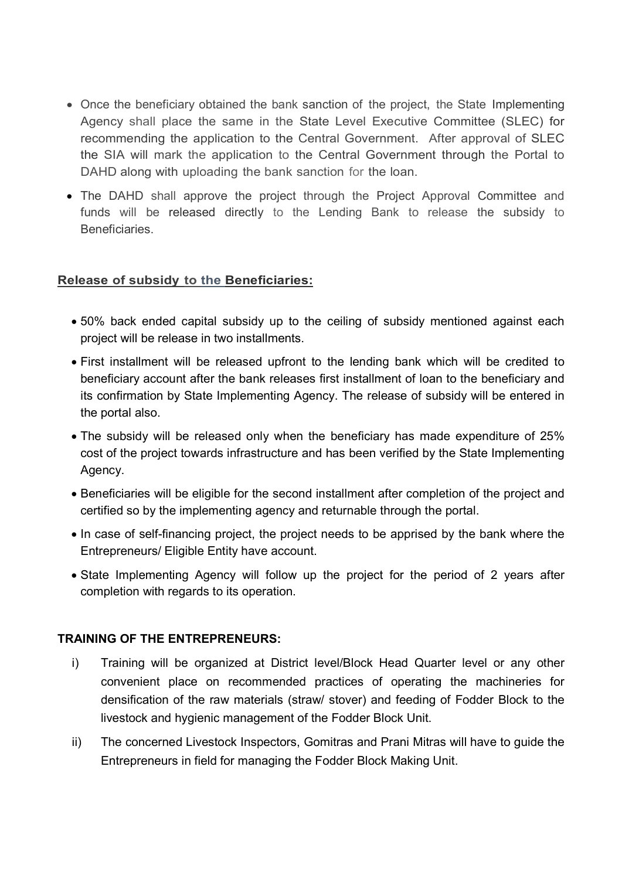- Once the beneficiary obtained the bank sanction of the project, the State Implementing Agency shall place the same in the State Level Executive Committee (SLEC) for recommending the application to the Central Government. After approval of SLEC the SIA will mark the application to the Central Government through the Portal to DAHD along with uploading the bank sanction for the loan.
- The DAHD shall approve the project through the Project Approval Committee and funds will be released directly to the Lending Bank to release the subsidy to Beneficiaries.

## Release of subsidy to the Beneficiaries:

- 50% back ended capital subsidy up to the ceiling of subsidy mentioned against each project will be release in two installments.
- First installment will be released upfront to the lending bank which will be credited to beneficiary account after the bank releases first installment of loan to the beneficiary and its confirmation by State Implementing Agency. The release of subsidy will be entered in the portal also.
- The subsidy will be released only when the beneficiary has made expenditure of 25% cost of the project towards infrastructure and has been verified by the State Implementing Agency.
- Beneficiaries will be eligible for the second installment after completion of the project and certified so by the implementing agency and returnable through the portal.
- In case of self-financing project, the project needs to be apprised by the bank where the Entrepreneurs/ Eligible Entity have account.
- State Implementing Agency will follow up the project for the period of 2 years after completion with regards to its operation.

## TRAINING OF THE ENTREPRENEURS:

i) Training will be organized at District level/Block Head Quarter level or any other convenient place on recommended practices of operating the machineries for densification of the raw materials (straw/ stover) and feeding of Fodder Block to the livestock and hygienic management of the Fodder Block Unit.

ii) The concerned Livestock Inspectors, Gomitras and Prani Mitras will have to guide the Entrepreneurs in field for managing the Fodder Block Making Unit.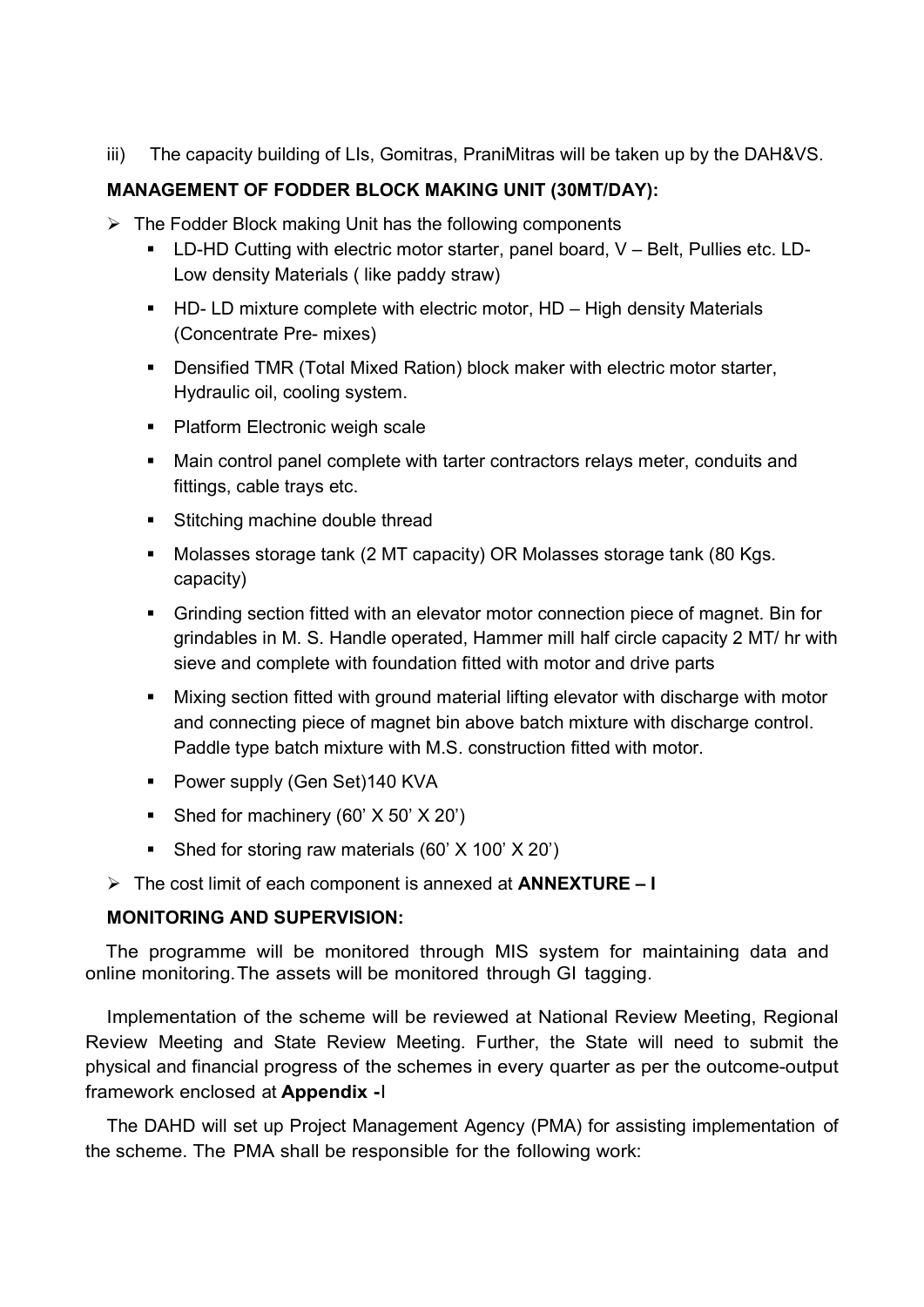iii) The capacity building of LIs, Gomitras, PraniMitras will be taken up by the DAH&VS.

**MANAGEMENT OF FODDER BLOCK MAKING UNIT (30MT/DAY):**

- The Fodder Block making Unit has the following components
  - LD-HD Cutting with electric motor starter, panel board, V – Belt, Pullies etc. LD- Low density Materials ( like paddy straw)
  - HD- LD mixture complete with electric motor, HD – High density Materials (Concentrate Pre- mixes)
  - Densified TMR (Total Mixed Ration) block maker with electric motor starter, Hydraulic oil, cooling system.
  - Platform Electronic weigh scale
  - Main control panel complete with tarter contractors relays meter, conduits and fittings, cable trays etc.
  - Stitching machine double thread
  - Molasses storage tank (2 MT capacity) OR Molasses storage tank (80 Kgs. capacity)
  - Grinding section fitted with an elevator motor connection piece of magnet. Bin for grindables in M. S. Handle operated, Hammer mill half circle capacity 2 MT/ hr with sieve and complete with foundation fitted with motor and drive parts
  - Mixing section fitted with ground material lifting elevator with discharge with motor and connecting piece of magnet bin above batch mixture with discharge control. Paddle type batch mixture with M.S. construction fitted with motor.
  - Power supply (Gen Set)140 KVA
  - Shed for machinery (60' X 50' X 20')
  - Shed for storing raw materials (60' X 100' X 20')
- The cost limit of each component is annexed at **ANNEXTURE – I**

**MONITORING AND SUPERVISION:**

The programme will be monitored through MIS system for maintaining data and online monitoring. The assets will be monitored through GI tagging.

Implementation of the scheme will be reviewed at National Review Meeting, Regional Review Meeting and State Review Meeting. Further, the State will need to submit the physical and financial progress of the schemes in every quarter as per the outcome-output framework enclosed at **Appendix -**I

The DAHD will set up Project Management Agency (PMA) for assisting implementation of the scheme. The PMA shall be responsible for the following work: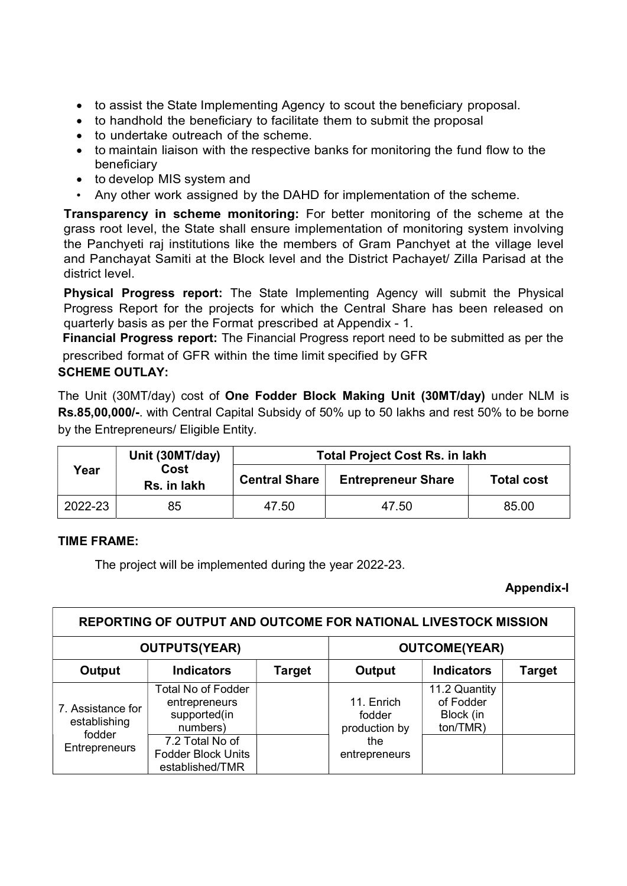- to assist the State Implementing Agency to scout the beneficiary proposal.
- to handhold the beneficiary to facilitate them to submit the proposal
- to undertake outreach of the scheme.
- to maintain liaison with the respective banks for monitoring the fund flow to the beneficiary
- to develop MIS system and
- Any other work assigned by the DAHD for implementation of the scheme.

**Transparency in scheme monitoring:** For better monitoring of the scheme at the grass root level, the State shall ensure implementation of monitoring system involving the Panchyeti raj institutions like the members of Gram Panchyet at the village level and Panchayat Samiti at the Block level and the District Pachayet/ Zilla Parisad at the district level.

**Physical Progress report:** The State Implementing Agency will submit the Physical Progress Report for the projects for which the Central Share has been released on quarterly basis as per the Format prescribed at Appendix - 1.

**Financial Progress report:** The Financial Progress report need to be submitted as per the prescribed format of GFR within the time limit specified by GFR

**SCHEME OUTLAY:**

The Unit (30MT/day) cost of **One Fodder Block Making Unit (30MT/day)** under NLM is **Rs.85,00,000/-**. with Central Capital Subsidy of 50% up to 50 lakhs and rest 50% to be borne by the Entrepreneurs/ Eligible Entity.

| Year | Unit (30MT/day) Cost Rs. in lakh | Total Project Cost Rs. in lakh | | |
|---|---|---|---|---|
| | | Central Share | Entrepreneur Share | Total cost |
| 2022-23 | 85 | 47.50 | 47.50 | 85.00 |

**TIME FRAME:**

The project will be implemented during the year 2022-23.

**Appendix-I**

| REPORTING OF OUTPUT AND OUTCOME FOR NATIONAL LIVESTOCK MISSION | | | | | |
|---|---|---|---|---|---|
| OUTPUTS(YEAR) | | | OUTCOME(YEAR) | | |
| Output | Indicators | Target | Output | Indicators | Target |
| 7. Assistance for establishing fodder Entrepreneurs | Total No of Fodder entrepreneurs supported(in numbers) | | 11. Enrich fodder production by the entrepreneurs | 11.2 Quantity of Fodder Block (in ton/TMR) | |
| | 7.2 Total No of Fodder Block Units established/TMR | | | | |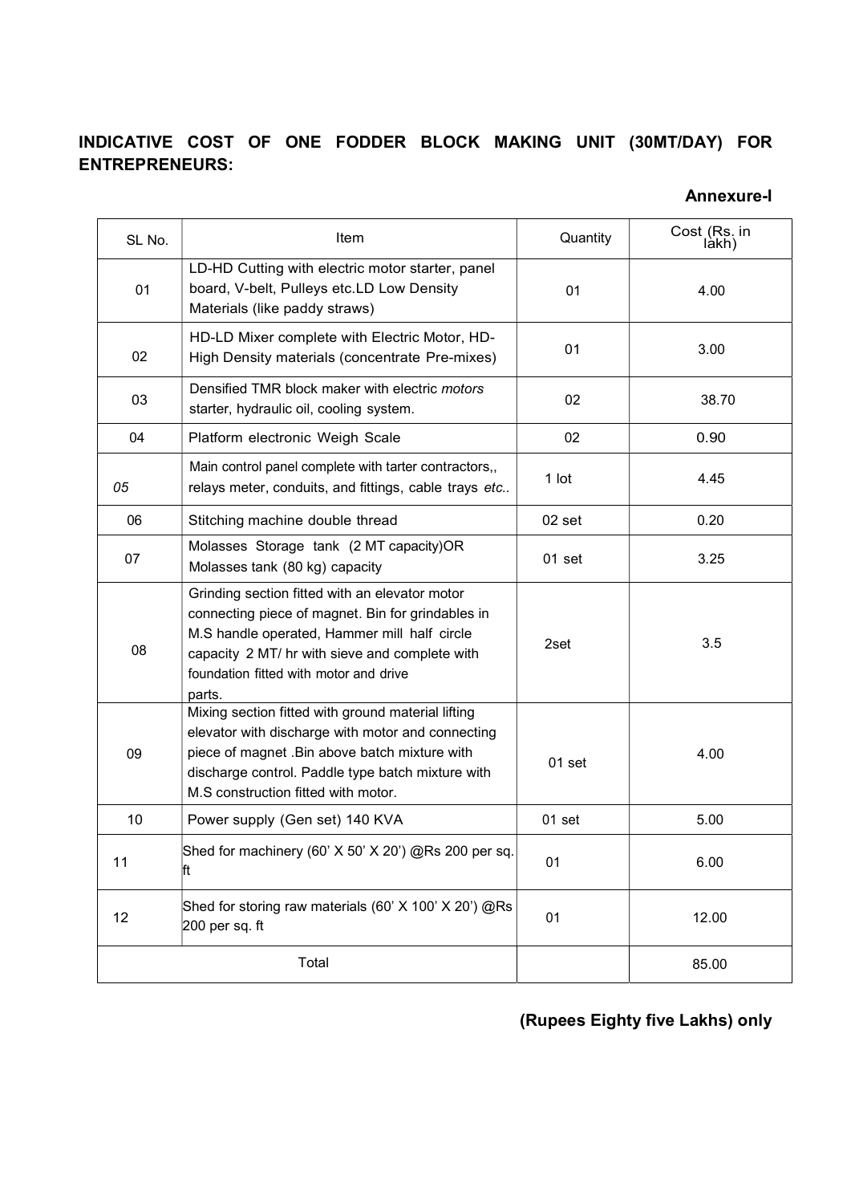## INDICATIVE COST OF ONE FODDER BLOCK MAKING UNIT (30MT/DAY) FOR ENTREPRENEURS:

**Annexure-I**

| SL No. | Item | Quantity | Cost (Rs. in lakh) |
|---|---|---|---|
| 01 | LD-HD Cutting with electric motor starter, panel board, V-belt, Pulleys etc.LD Low Density Materials (like paddy straws) | 01 | 4.00 |
| 02 | HD-LD Mixer complete with Electric Motor, HD-High Density materials (concentrate Pre-mixes) | 01 | 3.00 |
| 03 | Densified TMR block maker with electric *motors* starter, hydraulic oil, cooling system. | 02 | 38.70 |
| 04 | Platform electronic Weigh Scale | 02 | 0.90 |
| *05* | Main control panel complete with tarter contractors,, relays meter, conduits, and fittings, cable trays *etc..* | 1 lot | 4.45 |
| 06 | Stitching machine double thread | 02 set | 0.20 |
| 07 | Molasses Storage tank (2 MT capacity)OR Molasses tank (80 kg) capacity | 01 set | 3.25 |
| 08 | Grinding section fitted with an elevator motor connecting piece of magnet. Bin for grindables in M.S handle operated, Hammer mill half circle capacity 2 MT/ hr with sieve and complete with foundation fitted with motor and drive parts. | 2set | 3.5 |
| 09 | Mixing section fitted with ground material lifting elevator with discharge with motor and connecting piece of magnet .Bin above batch mixture with discharge control. Paddle type batch mixture with M.S construction fitted with motor. | 01 set | 4.00 |
| 10 | Power supply (Gen set) 140 KVA | 01 set | 5.00 |
| 11 | Shed for machinery (60' X 50' X 20') @Rs 200 per sq. ft | 01 | 6.00 |
| 12 | Shed for storing raw materials (60' X 100' X 20') @Rs 200 per sq. ft | 01 | 12.00 |
| Total | | | 85.00 |

**(Rupees Eighty five Lakhs) only**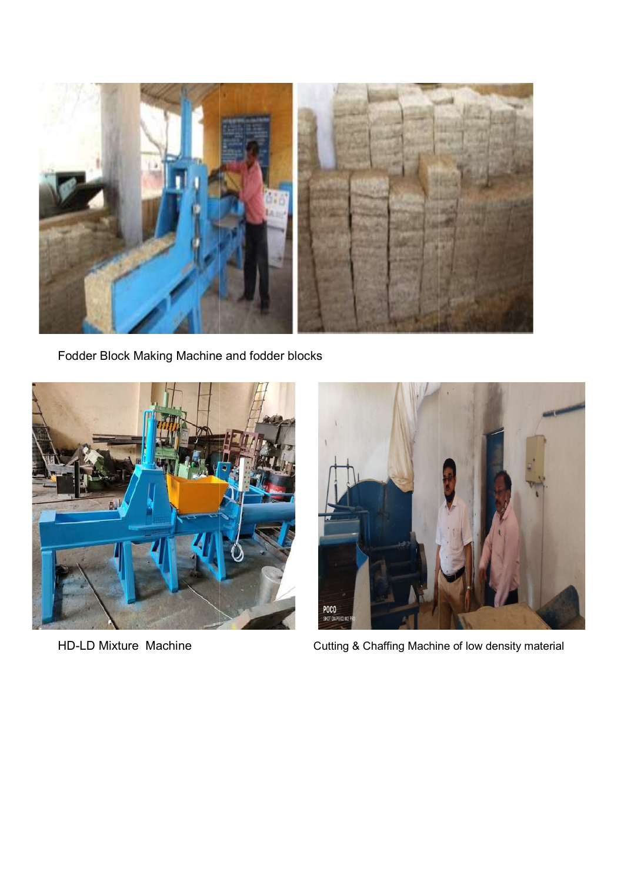Fodder Block Making Machine and fodder blocks

HD-LD Mixture Machine

Cutting & Chaffing Machine of low density material